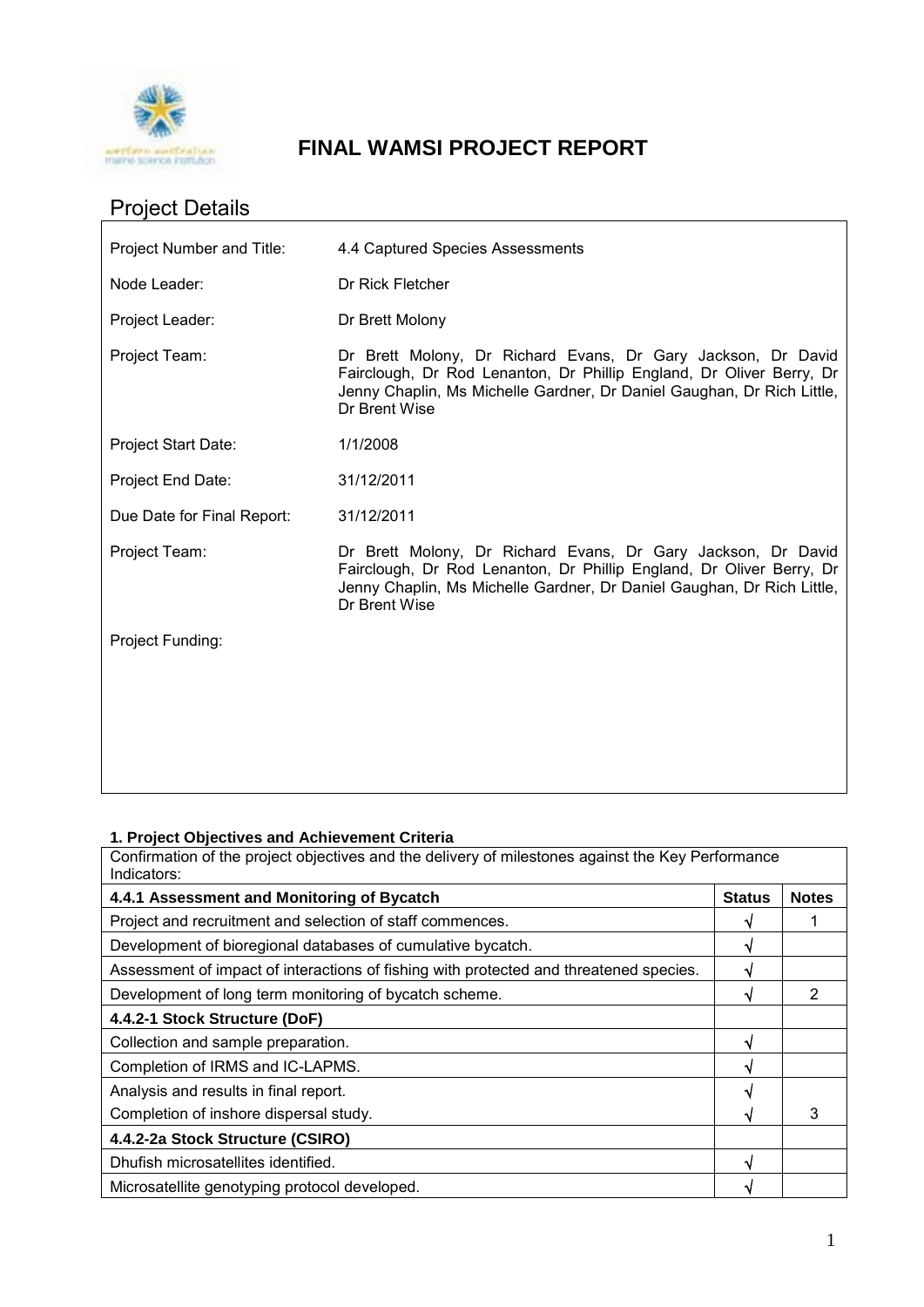# FINAL WAMSI PROJECT REPORT

## Project Details

| | |
|---|---|
| Project Number and Title: | 4.4 Captured Species Assessments |
| Node Leader: | Dr Rick Fletcher |
| Project Leader: | Dr Brett Molony |
| Project Team: | Dr Brett Molony, Dr Richard Evans, Dr Gary Jackson, Dr David Fairclough, Dr Rod Lenanton, Dr Phillip England, Dr Oliver Berry, Dr Jenny Chaplin, Ms Michelle Gardner, Dr Daniel Gaughan, Dr Rich Little, Dr Brent Wise |
| Project Start Date: | 1/1/2008 |
| Project End Date: | 31/12/2011 |
| Due Date for Final Report: | 31/12/2011 |
| Project Team: | Dr Brett Molony, Dr Richard Evans, Dr Gary Jackson, Dr David Fairclough, Dr Rod Lenanton, Dr Phillip England, Dr Oliver Berry, Dr Jenny Chaplin, Ms Michelle Gardner, Dr Daniel Gaughan, Dr Rich Little, Dr Brent Wise |
| Project Funding: | |

### 1. Project Objectives and Achievement Criteria

Confirmation of the project objectives and the delivery of milestones against the Key Performance Indicators:

| 4.4.1 Assessment and Monitoring of Bycatch | Status | Notes |
|---|---|---|
| Project and recruitment and selection of staff commences. | √ | 1 |
| Development of bioregional databases of cumulative bycatch. | √ | |
| Assessment of impact of interactions of fishing with protected and threatened species. | √ | |
| Development of long term monitoring of bycatch scheme. | √ | 2 |
| **4.4.2-1 Stock Structure (DoF)** | | |
| Collection and sample preparation. | √ | |
| Completion of IRMS and IC-LAPMS. | √ | |
| Analysis and results in final report. | √ | |
| Completion of inshore dispersal study. | √ | 3 |
| **4.4.2-2a Stock Structure (CSIRO)** | | |
| Dhufish microsatellites identified. | √ | |
| Microsatellite genotyping protocol developed. | √ | |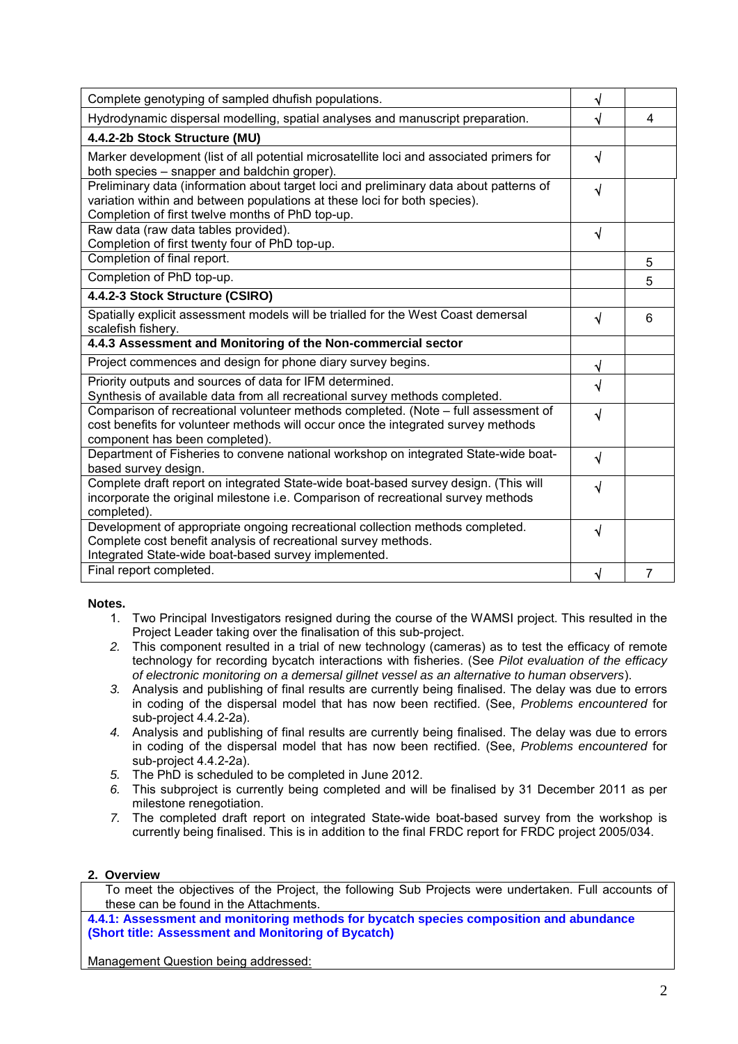| | | |
|---|---|---|
| Complete genotyping of sampled dhufish populations. | √ | |
| Hydrodynamic dispersal modelling, spatial analyses and manuscript preparation. | √ | 4 |
| **4.4.2-2b Stock Structure (MU)** | | |
| Marker development (list of all potential microsatellite loci and associated primers for both species – snapper and baldchin groper). | √ | |
| Preliminary data (information about target loci and preliminary data about patterns of variation within and between populations at these loci for both species). Completion of first twelve months of PhD top-up. | √ | |
| Raw data (raw data tables provided). Completion of first twenty four of PhD top-up. | √ | |
| Completion of final report. | | 5 |
| Completion of PhD top-up. | | 5 |
| **4.4.2-3 Stock Structure (CSIRO)** | | |
| Spatially explicit assessment models will be trialled for the West Coast demersal scalefish fishery. | √ | 6 |
| **4.4.3 Assessment and Monitoring of the Non-commercial sector** | | |
| Project commences and design for phone diary survey begins. | √ | |
| Priority outputs and sources of data for IFM determined. Synthesis of available data from all recreational survey methods completed. | √ | |
| Comparison of recreational volunteer methods completed. (Note – full assessment of cost benefits for volunteer methods will occur once the integrated survey methods component has been completed). | √ | |
| Department of Fisheries to convene national workshop on integrated State-wide boat-based survey design. | √ | |
| Complete draft report on integrated State-wide boat-based survey design. (This will incorporate the original milestone i.e. Comparison of recreational survey methods completed). | √ | |
| Development of appropriate ongoing recreational collection methods completed. Complete cost benefit analysis of recreational survey methods. Integrated State-wide boat-based survey implemented. | √ | |
| Final report completed. | √ | 7 |

**Notes.**

1. Two Principal Investigators resigned during the course of the WAMSI project. This resulted in the Project Leader taking over the finalisation of this sub-project.
2. This component resulted in a trial of new technology (cameras) as to test the efficacy of remote technology for recording bycatch interactions with fisheries. (See *Pilot evaluation of the efficacy of electronic monitoring on a demersal gillnet vessel as an alternative to human observers*).
3. Analysis and publishing of final results are currently being finalised. The delay was due to errors in coding of the dispersal model that has now been rectified. (See, *Problems encountered* for sub-project 4.4.2-2a).
4. Analysis and publishing of final results are currently being finalised. The delay was due to errors in coding of the dispersal model that has now been rectified. (See, *Problems encountered* for sub-project 4.4.2-2a).
5. The PhD is scheduled to be completed in June 2012.
6. This subproject is currently being completed and will be finalised by 31 December 2011 as per milestone renegotiation.
7. The completed draft report on integrated State-wide boat-based survey from the workshop is currently being finalised. This is in addition to the final FRDC report for FRDC project 2005/034.

## 2. Overview

To meet the objectives of the Project, the following Sub Projects were undertaken. Full accounts of these can be found in the Attachments.

**4.4.1: Assessment and monitoring methods for bycatch species composition and abundance (Short title: Assessment and Monitoring of Bycatch)**

Management Question being addressed: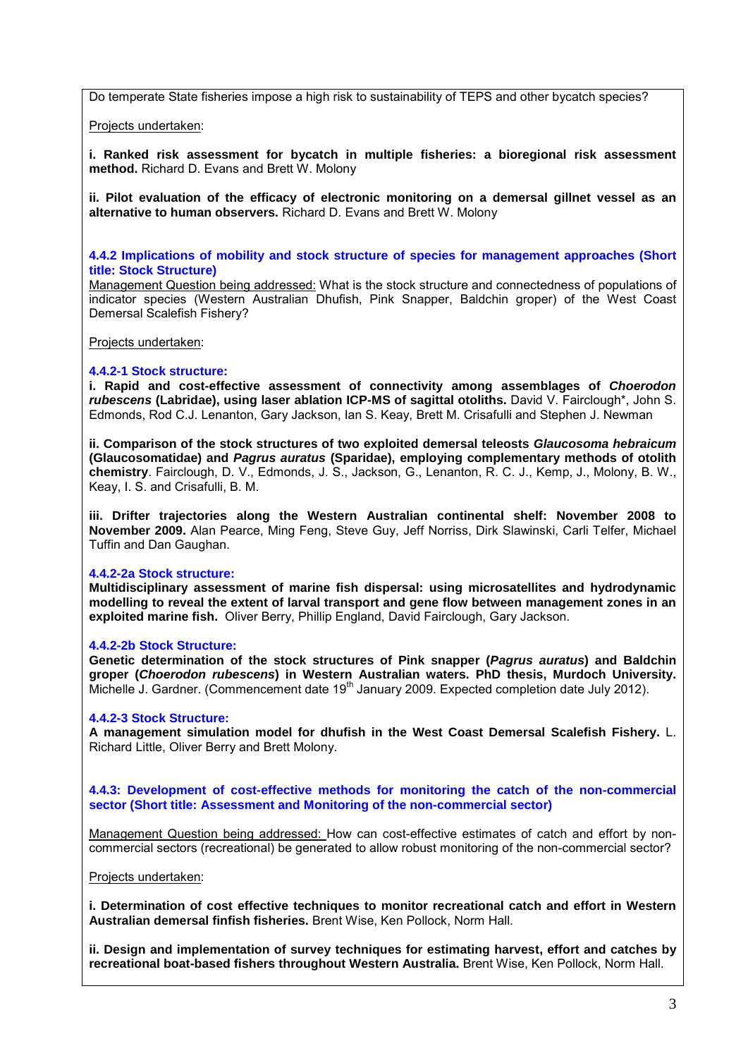Do temperate State fisheries impose a high risk to sustainability of TEPS and other bycatch species?

Projects undertaken:

**i. Ranked risk assessment for bycatch in multiple fisheries: a bioregional risk assessment method.** Richard D. Evans and Brett W. Molony

**ii. Pilot evaluation of the efficacy of electronic monitoring on a demersal gillnet vessel as an alternative to human observers.** Richard D. Evans and Brett W. Molony

### 4.4.2 Implications of mobility and stock structure of species for management approaches (Short title: Stock Structure)

Management Question being addressed: What is the stock structure and connectedness of populations of indicator species (Western Australian Dhufish, Pink Snapper, Baldchin groper) of the West Coast Demersal Scalefish Fishery?

Projects undertaken:

#### 4.4.2-1 Stock structure:

**i. Rapid and cost-effective assessment of connectivity among assemblages of *Choerodon rubescens* (Labridae), using laser ablation ICP-MS of sagittal otoliths.** David V. Fairclough*, John S. Edmonds, Rod C.J. Lenanton, Gary Jackson, Ian S. Keay, Brett M. Crisafulli and Stephen J. Newman

**ii. Comparison of the stock structures of two exploited demersal teleosts *Glaucosoma hebraicum* (Glaucosomatidae) and *Pagrus auratus* (Sparidae), employing complementary methods of otolith chemistry**. Fairclough, D. V., Edmonds, J. S., Jackson, G., Lenanton, R. C. J., Kemp, J., Molony, B. W., Keay, I. S. and Crisafulli, B. M.

**iii. Drifter trajectories along the Western Australian continental shelf: November 2008 to November 2009.** Alan Pearce, Ming Feng, Steve Guy, Jeff Norriss, Dirk Slawinski, Carli Telfer, Michael Tuffin and Dan Gaughan.

#### 4.4.2-2a Stock structure:

**Multidisciplinary assessment of marine fish dispersal: using microsatellites and hydrodynamic modelling to reveal the extent of larval transport and gene flow between management zones in an exploited marine fish.** Oliver Berry, Phillip England, David Fairclough, Gary Jackson.

#### 4.4.2-2b Stock Structure:

**Genetic determination of the stock structures of Pink snapper (*Pagrus auratus*) and Baldchin groper (*Choerodon rubescens*) in Western Australian waters. PhD thesis, Murdoch University.** Michelle J. Gardner. (Commencement date 19th January 2009. Expected completion date July 2012).

#### 4.4.2-3 Stock Structure:

**A management simulation model for dhufish in the West Coast Demersal Scalefish Fishery.** L. Richard Little, Oliver Berry and Brett Molony.

### 4.4.3: Development of cost-effective methods for monitoring the catch of the non-commercial sector (Short title: Assessment and Monitoring of the non-commercial sector)

Management Question being addressed: How can cost-effective estimates of catch and effort by non-commercial sectors (recreational) be generated to allow robust monitoring of the non-commercial sector?

Projects undertaken:

**i. Determination of cost effective techniques to monitor recreational catch and effort in Western Australian demersal finfish fisheries.** Brent Wise, Ken Pollock, Norm Hall.

**ii. Design and implementation of survey techniques for estimating harvest, effort and catches by recreational boat-based fishers throughout Western Australia.** Brent Wise, Ken Pollock, Norm Hall.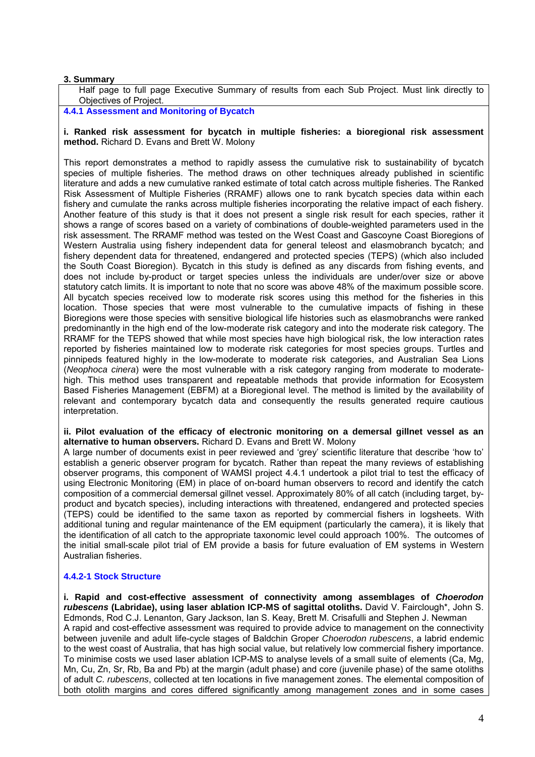**3. Summary**

Half page to full page Executive Summary of results from each Sub Project. Must link directly to Objectives of Project.

### 4.4.1 Assessment and Monitoring of Bycatch

**i. Ranked risk assessment for bycatch in multiple fisheries: a bioregional risk assessment method.** Richard D. Evans and Brett W. Molony

This report demonstrates a method to rapidly assess the cumulative risk to sustainability of bycatch species of multiple fisheries. The method draws on other techniques already published in scientific literature and adds a new cumulative ranked estimate of total catch across multiple fisheries. The Ranked Risk Assessment of Multiple Fisheries (RRAMF) allows one to rank bycatch species data within each fishery and cumulate the ranks across multiple fisheries incorporating the relative impact of each fishery. Another feature of this study is that it does not present a single risk result for each species, rather it shows a range of scores based on a variety of combinations of double-weighted parameters used in the risk assessment. The RRAMF method was tested on the West Coast and Gascoyne Coast Bioregions of Western Australia using fishery independent data for general teleost and elasmobranch bycatch; and fishery dependent data for threatened, endangered and protected species (TEPS) (which also included the South Coast Bioregion). Bycatch in this study is defined as any discards from fishing events, and does not include by-product or target species unless the individuals are under/over size or above statutory catch limits. It is important to note that no score was above 48% of the maximum possible score. All bycatch species received low to moderate risk scores using this method for the fisheries in this location. Those species that were most vulnerable to the cumulative impacts of fishing in these Bioregions were those species with sensitive biological life histories such as elasmobranchs were ranked predominantly in the high end of the low-moderate risk category and into the moderate risk category. The RRAMF for the TEPS showed that while most species have high biological risk, the low interaction rates reported by fisheries maintained low to moderate risk categories for most species groups. Turtles and pinnipeds featured highly in the low-moderate to moderate risk categories, and Australian Sea Lions (*Neophoca cinera*) were the most vulnerable with a risk category ranging from moderate to moderate-high. This method uses transparent and repeatable methods that provide information for Ecosystem Based Fisheries Management (EBFM) at a Bioregional level. The method is limited by the availability of relevant and contemporary bycatch data and consequently the results generated require cautious interpretation.

**ii. Pilot evaluation of the efficacy of electronic monitoring on a demersal gillnet vessel as an alternative to human observers.** Richard D. Evans and Brett W. Molony

A large number of documents exist in peer reviewed and 'grey' scientific literature that describe 'how to' establish a generic observer program for bycatch. Rather than repeat the many reviews of establishing observer programs, this component of WAMSI project 4.4.1 undertook a pilot trial to test the efficacy of using Electronic Monitoring (EM) in place of on-board human observers to record and identify the catch composition of a commercial demersal gillnet vessel. Approximately 80% of all catch (including target, by-product and bycatch species), including interactions with threatened, endangered and protected species (TEPS) could be identified to the same taxon as reported by commercial fishers in logsheets. With additional tuning and regular maintenance of the EM equipment (particularly the camera), it is likely that the identification of all catch to the appropriate taxonomic level could approach 100%. The outcomes of the initial small-scale pilot trial of EM provide a basis for future evaluation of EM systems in Western Australian fisheries.

### 4.4.2-1 Stock Structure

**i. Rapid and cost-effective assessment of connectivity among assemblages of *Choerodon rubescens* (Labridae), using laser ablation ICP-MS of sagittal otoliths.** David V. Fairclough*, John S. Edmonds, Rod C.J. Lenanton, Gary Jackson, Ian S. Keay, Brett M. Crisafulli and Stephen J. Newman

A rapid and cost-effective assessment was required to provide advice to management on the connectivity between juvenile and adult life-cycle stages of Baldchin Groper *Choerodon rubescens*, a labrid endemic to the west coast of Australia, that has high social value, but relatively low commercial fishery importance. To minimise costs we used laser ablation ICP-MS to analyse levels of a small suite of elements (Ca, Mg, Mn, Cu, Zn, Sr, Rb, Ba and Pb) at the margin (adult phase) and core (juvenile phase) of the same otoliths of adult *C. rubescens*, collected at ten locations in five management zones. The elemental composition of both otolith margins and cores differed significantly among management zones and in some cases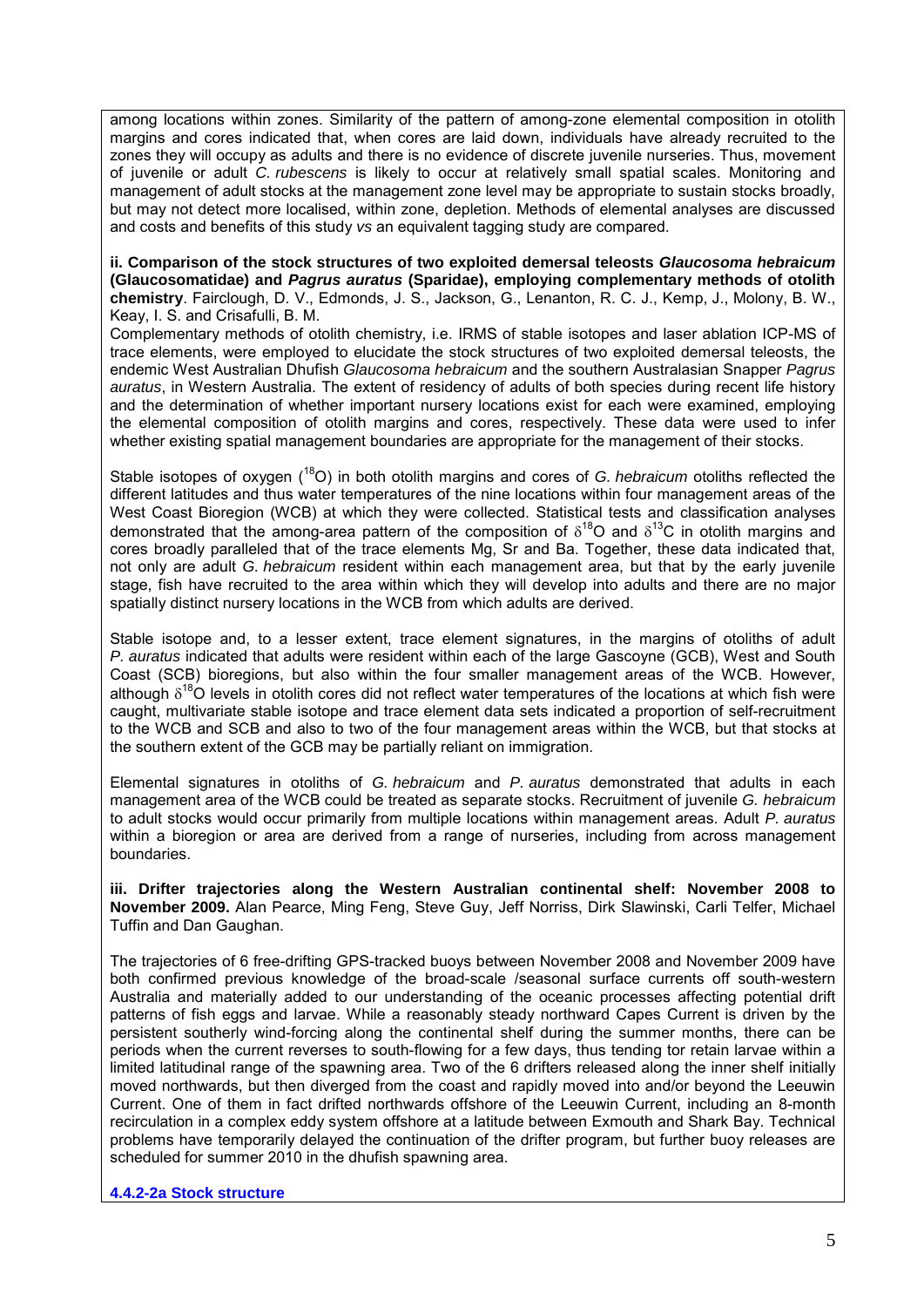among locations within zones. Similarity of the pattern of among-zone elemental composition in otolith margins and cores indicated that, when cores are laid down, individuals have already recruited to the zones they will occupy as adults and there is no evidence of discrete juvenile nurseries. Thus, movement of juvenile or adult *C. rubescens* is likely to occur at relatively small spatial scales. Monitoring and management of adult stocks at the management zone level may be appropriate to sustain stocks broadly, but may not detect more localised, within zone, depletion. Methods of elemental analyses are discussed and costs and benefits of this study *vs* an equivalent tagging study are compared.

**ii. Comparison of the stock structures of two exploited demersal teleosts *Glaucosoma hebraicum* (Glaucosomatidae) and *Pagrus auratus* (Sparidae), employing complementary methods of otolith chemistry**. Fairclough, D. V., Edmonds, J. S., Jackson, G., Lenanton, R. C. J., Kemp, J., Molony, B. W., Keay, I. S. and Crisafulli, B. M.

Complementary methods of otolith chemistry, i.e. IRMS of stable isotopes and laser ablation ICP-MS of trace elements, were employed to elucidate the stock structures of two exploited demersal teleosts, the endemic West Australian Dhufish *Glaucosoma hebraicum* and the southern Australasian Snapper *Pagrus auratus*, in Western Australia. The extent of residency of adults of both species during recent life history and the determination of whether important nursery locations exist for each were examined, employing the elemental composition of otolith margins and cores, respectively. These data were used to infer whether existing spatial management boundaries are appropriate for the management of their stocks.

Stable isotopes of oxygen ($^{18}$O) in both otolith margins and cores of *G. hebraicum* otoliths reflected the different latitudes and thus water temperatures of the nine locations within four management areas of the West Coast Bioregion (WCB) at which they were collected. Statistical tests and classification analyses demonstrated that the among-area pattern of the composition of $\delta^{18}$O and $\delta^{13}$C in otolith margins and cores broadly paralleled that of the trace elements Mg, Sr and Ba. Together, these data indicated that, not only are adult *G. hebraicum* resident within each management area, but that by the early juvenile stage, fish have recruited to the area within which they will develop into adults and there are no major spatially distinct nursery locations in the WCB from which adults are derived.

Stable isotope and, to a lesser extent, trace element signatures, in the margins of otoliths of adult *P. auratus* indicated that adults were resident within each of the large Gascoyne (GCB), West and South Coast (SCB) bioregions, but also within the four smaller management areas of the WCB. However, although $\delta^{18}$O levels in otolith cores did not reflect water temperatures of the locations at which fish were caught, multivariate stable isotope and trace element data sets indicated a proportion of self-recruitment to the WCB and SCB and also to two of the four management areas within the WCB, but that stocks at the southern extent of the GCB may be partially reliant on immigration.

Elemental signatures in otoliths of *G. hebraicum* and *P. auratus* demonstrated that adults in each management area of the WCB could be treated as separate stocks. Recruitment of juvenile *G. hebraicum* to adult stocks would occur primarily from multiple locations within management areas. Adult *P. auratus* within a bioregion or area are derived from a range of nurseries, including from across management boundaries.

**iii. Drifter trajectories along the Western Australian continental shelf: November 2008 to November 2009.** Alan Pearce, Ming Feng, Steve Guy, Jeff Norriss, Dirk Slawinski, Carli Telfer, Michael Tuffin and Dan Gaughan.

The trajectories of 6 free-drifting GPS-tracked buoys between November 2008 and November 2009 have both confirmed previous knowledge of the broad-scale /seasonal surface currents off south-western Australia and materially added to our understanding of the oceanic processes affecting potential drift patterns of fish eggs and larvae. While a reasonably steady northward Capes Current is driven by the persistent southerly wind-forcing along the continental shelf during the summer months, there can be periods when the current reverses to south-flowing for a few days, thus tending tor retain larvae within a limited latitudinal range of the spawning area. Two of the 6 drifters released along the inner shelf initially moved northwards, but then diverged from the coast and rapidly moved into and/or beyond the Leeuwin Current. One of them in fact drifted northwards offshore of the Leeuwin Current, including an 8-month recirculation in a complex eddy system offshore at a latitude between Exmouth and Shark Bay. Technical problems have temporarily delayed the continuation of the drifter program, but further buoy releases are scheduled for summer 2010 in the dhufish spawning area.

**4.4.2-2a Stock structure**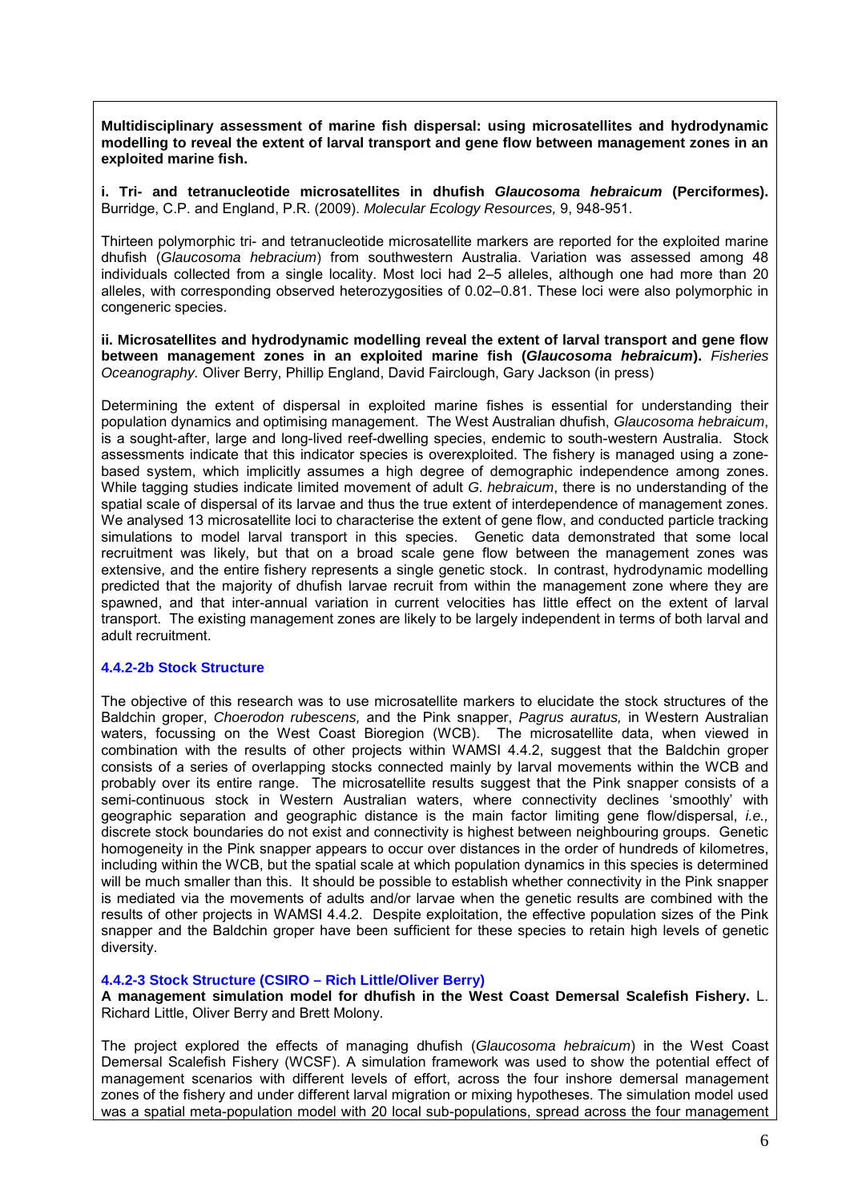**Multidisciplinary assessment of marine fish dispersal: using microsatellites and hydrodynamic modelling to reveal the extent of larval transport and gene flow between management zones in an exploited marine fish.**

**i. Tri- and tetranucleotide microsatellites in dhufish *Glaucosoma hebraicum* (Perciformes).** Burridge, C.P. and England, P.R. (2009). *Molecular Ecology Resources,* 9, 948-951.

Thirteen polymorphic tri- and tetranucleotide microsatellite markers are reported for the exploited marine dhufish (*Glaucosoma hebracium*) from southwestern Australia. Variation was assessed among 48 individuals collected from a single locality. Most loci had 2–5 alleles, although one had more than 20 alleles, with corresponding observed heterozygosities of 0.02–0.81. These loci were also polymorphic in congeneric species.

**ii. Microsatellites and hydrodynamic modelling reveal the extent of larval transport and gene flow between management zones in an exploited marine fish (*Glaucosoma hebraicum*).** *Fisheries Oceanography.* Oliver Berry, Phillip England, David Fairclough, Gary Jackson (in press)

Determining the extent of dispersal in exploited marine fishes is essential for understanding their population dynamics and optimising management. The West Australian dhufish, *Glaucosoma hebraicum*, is a sought-after, large and long-lived reef-dwelling species, endemic to south-western Australia. Stock assessments indicate that this indicator species is overexploited. The fishery is managed using a zone-based system, which implicitly assumes a high degree of demographic independence among zones. While tagging studies indicate limited movement of adult *G. hebraicum*, there is no understanding of the spatial scale of dispersal of its larvae and thus the true extent of interdependence of management zones. We analysed 13 microsatellite loci to characterise the extent of gene flow, and conducted particle tracking simulations to model larval transport in this species. Genetic data demonstrated that some local recruitment was likely, but that on a broad scale gene flow between the management zones was extensive, and the entire fishery represents a single genetic stock. In contrast, hydrodynamic modelling predicted that the majority of dhufish larvae recruit from within the management zone where they are spawned, and that inter-annual variation in current velocities has little effect on the extent of larval transport. The existing management zones are likely to be largely independent in terms of both larval and adult recruitment.

### 4.4.2-2b Stock Structure

The objective of this research was to use microsatellite markers to elucidate the stock structures of the Baldchin groper, *Choerodon rubescens,* and the Pink snapper, *Pagrus auratus,* in Western Australian waters, focussing on the West Coast Bioregion (WCB). The microsatellite data, when viewed in combination with the results of other projects within WAMSI 4.4.2, suggest that the Baldchin groper consists of a series of overlapping stocks connected mainly by larval movements within the WCB and probably over its entire range. The microsatellite results suggest that the Pink snapper consists of a semi-continuous stock in Western Australian waters, where connectivity declines 'smoothly' with geographic separation and geographic distance is the main factor limiting gene flow/dispersal, *i.e.,* discrete stock boundaries do not exist and connectivity is highest between neighbouring groups. Genetic homogeneity in the Pink snapper appears to occur over distances in the order of hundreds of kilometres, including within the WCB, but the spatial scale at which population dynamics in this species is determined will be much smaller than this. It should be possible to establish whether connectivity in the Pink snapper is mediated via the movements of adults and/or larvae when the genetic results are combined with the results of other projects in WAMSI 4.4.2. Despite exploitation, the effective population sizes of the Pink snapper and the Baldchin groper have been sufficient for these species to retain high levels of genetic diversity.

### 4.4.2-3 Stock Structure (CSIRO – Rich Little/Oliver Berry)

**A management simulation model for dhufish in the West Coast Demersal Scalefish Fishery.** L. Richard Little, Oliver Berry and Brett Molony.

The project explored the effects of managing dhufish (*Glaucosoma hebraicum*) in the West Coast Demersal Scalefish Fishery (WCSF). A simulation framework was used to show the potential effect of management scenarios with different levels of effort, across the four inshore demersal management zones of the fishery and under different larval migration or mixing hypotheses. The simulation model used was a spatial meta-population model with 20 local sub-populations, spread across the four management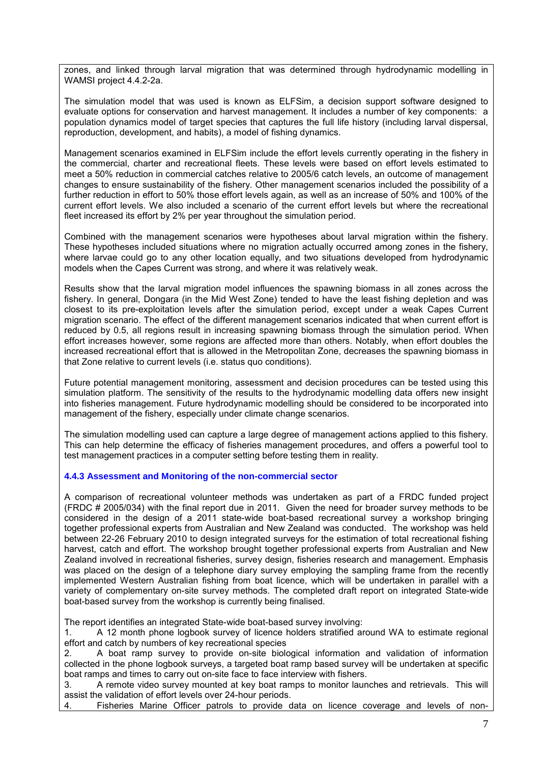zones, and linked through larval migration that was determined through hydrodynamic modelling in WAMSI project 4.4.2-2a.

The simulation model that was used is known as ELFSim, a decision support software designed to evaluate options for conservation and harvest management. It includes a number of key components: a population dynamics model of target species that captures the full life history (including larval dispersal, reproduction, development, and habits), a model of fishing dynamics.

Management scenarios examined in ELFSim include the effort levels currently operating in the fishery in the commercial, charter and recreational fleets. These levels were based on effort levels estimated to meet a 50% reduction in commercial catches relative to 2005/6 catch levels, an outcome of management changes to ensure sustainability of the fishery. Other management scenarios included the possibility of a further reduction in effort to 50% those effort levels again, as well as an increase of 50% and 100% of the current effort levels. We also included a scenario of the current effort levels but where the recreational fleet increased its effort by 2% per year throughout the simulation period.

Combined with the management scenarios were hypotheses about larval migration within the fishery. These hypotheses included situations where no migration actually occurred among zones in the fishery, where larvae could go to any other location equally, and two situations developed from hydrodynamic models when the Capes Current was strong, and where it was relatively weak.

Results show that the larval migration model influences the spawning biomass in all zones across the fishery. In general, Dongara (in the Mid West Zone) tended to have the least fishing depletion and was closest to its pre-exploitation levels after the simulation period, except under a weak Capes Current migration scenario. The effect of the different management scenarios indicated that when current effort is reduced by 0.5, all regions result in increasing spawning biomass through the simulation period. When effort increases however, some regions are affected more than others. Notably, when effort doubles the increased recreational effort that is allowed in the Metropolitan Zone, decreases the spawning biomass in that Zone relative to current levels (i.e. status quo conditions).

Future potential management monitoring, assessment and decision procedures can be tested using this simulation platform. The sensitivity of the results to the hydrodynamic modelling data offers new insight into fisheries management. Future hydrodynamic modelling should be considered to be incorporated into management of the fishery, especially under climate change scenarios.

The simulation modelling used can capture a large degree of management actions applied to this fishery. This can help determine the efficacy of fisheries management procedures, and offers a powerful tool to test management practices in a computer setting before testing them in reality.

### 4.4.3 Assessment and Monitoring of the non-commercial sector

A comparison of recreational volunteer methods was undertaken as part of a FRDC funded project (FRDC # 2005/034) with the final report due in 2011. Given the need for broader survey methods to be considered in the design of a 2011 state-wide boat-based recreational survey a workshop bringing together professional experts from Australian and New Zealand was conducted. The workshop was held between 22-26 February 2010 to design integrated surveys for the estimation of total recreational fishing harvest, catch and effort. The workshop brought together professional experts from Australian and New Zealand involved in recreational fisheries, survey design, fisheries research and management. Emphasis was placed on the design of a telephone diary survey employing the sampling frame from the recently implemented Western Australian fishing from boat licence, which will be undertaken in parallel with a variety of complementary on-site survey methods. The completed draft report on integrated State-wide boat-based survey from the workshop is currently being finalised.

The report identifies an integrated State-wide boat-based survey involving:

1. A 12 month phone logbook survey of licence holders stratified around WA to estimate regional effort and catch by numbers of key recreational species
2. A boat ramp survey to provide on-site biological information and validation of information collected in the phone logbook surveys, a targeted boat ramp based survey will be undertaken at specific boat ramps and times to carry out on-site face to face interview with fishers.
3. A remote video survey mounted at key boat ramps to monitor launches and retrievals. This will assist the validation of effort levels over 24-hour periods.
4. Fisheries Marine Officer patrols to provide data on licence coverage and levels of non-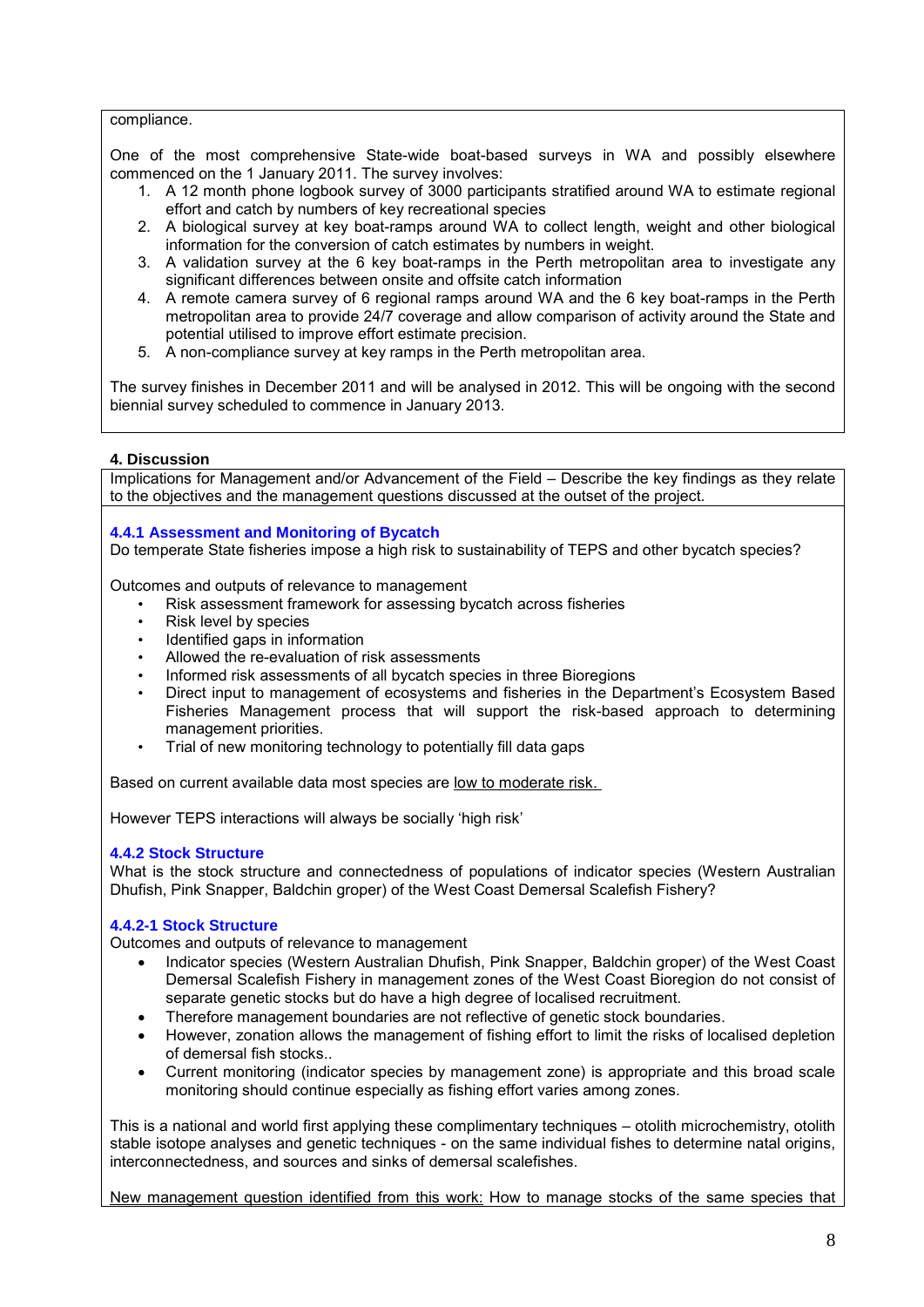compliance.

One of the most comprehensive State-wide boat-based surveys in WA and possibly elsewhere commenced on the 1 January 2011. The survey involves:

1. A 12 month phone logbook survey of 3000 participants stratified around WA to estimate regional effort and catch by numbers of key recreational species
2. A biological survey at key boat-ramps around WA to collect length, weight and other biological information for the conversion of catch estimates by numbers in weight.
3. A validation survey at the 6 key boat-ramps in the Perth metropolitan area to investigate any significant differences between onsite and offsite catch information
4. A remote camera survey of 6 regional ramps around WA and the 6 key boat-ramps in the Perth metropolitan area to provide 24/7 coverage and allow comparison of activity around the State and potential utilised to improve effort estimate precision.
5. A non-compliance survey at key ramps in the Perth metropolitan area.

The survey finishes in December 2011 and will be analysed in 2012. This will be ongoing with the second biennial survey scheduled to commence in January 2013.

**4. Discussion**

Implications for Management and/or Advancement of the Field – Describe the key findings as they relate to the objectives and the management questions discussed at the outset of the project.

### 4.4.1 Assessment and Monitoring of Bycatch

Do temperate State fisheries impose a high risk to sustainability of TEPS and other bycatch species?

Outcomes and outputs of relevance to management

- Risk assessment framework for assessing bycatch across fisheries
- Risk level by species
- Identified gaps in information
- Allowed the re-evaluation of risk assessments
- Informed risk assessments of all bycatch species in three Bioregions
- Direct input to management of ecosystems and fisheries in the Department's Ecosystem Based Fisheries Management process that will support the risk-based approach to determining management priorities.
- Trial of new monitoring technology to potentially fill data gaps

Based on current available data most species are <u>low to moderate risk.</u>

However TEPS interactions will always be socially 'high risk'

### 4.4.2 Stock Structure

What is the stock structure and connectedness of populations of indicator species (Western Australian Dhufish, Pink Snapper, Baldchin groper) of the West Coast Demersal Scalefish Fishery?

### 4.4.2-1 Stock Structure

Outcomes and outputs of relevance to management

- Indicator species (Western Australian Dhufish, Pink Snapper, Baldchin groper) of the West Coast Demersal Scalefish Fishery in management zones of the West Coast Bioregion do not consist of separate genetic stocks but do have a high degree of localised recruitment.
- Therefore management boundaries are not reflective of genetic stock boundaries.
- However, zonation allows the management of fishing effort to limit the risks of localised depletion of demersal fish stocks..
- Current monitoring (indicator species by management zone) is appropriate and this broad scale monitoring should continue especially as fishing effort varies among zones.

This is a national and world first applying these complimentary techniques – otolith microchemistry, otolith stable isotope analyses and genetic techniques - on the same individual fishes to determine natal origins, interconnectedness, and sources and sinks of demersal scalefishes.

<u>New management question identified from this work:</u> How to manage stocks of the same species that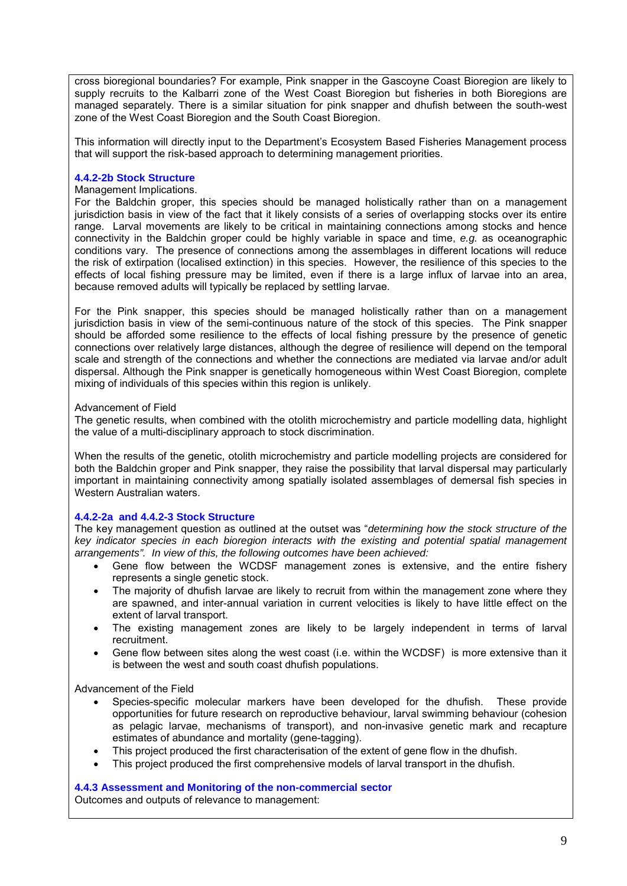cross bioregional boundaries? For example, Pink snapper in the Gascoyne Coast Bioregion are likely to supply recruits to the Kalbarri zone of the West Coast Bioregion but fisheries in both Bioregions are managed separately. There is a similar situation for pink snapper and dhufish between the south-west zone of the West Coast Bioregion and the South Coast Bioregion.

This information will directly input to the Department's Ecosystem Based Fisheries Management process that will support the risk-based approach to determining management priorities.

### 4.4.2-2b Stock Structure

Management Implications.
For the Baldchin groper, this species should be managed holistically rather than on a management jurisdiction basis in view of the fact that it likely consists of a series of overlapping stocks over its entire range. Larval movements are likely to be critical in maintaining connections among stocks and hence connectivity in the Baldchin groper could be highly variable in space and time, *e.g.* as oceanographic conditions vary. The presence of connections among the assemblages in different locations will reduce the risk of extirpation (localised extinction) in this species. However, the resilience of this species to the effects of local fishing pressure may be limited, even if there is a large influx of larvae into an area, because removed adults will typically be replaced by settling larvae.

For the Pink snapper, this species should be managed holistically rather than on a management jurisdiction basis in view of the semi-continuous nature of the stock of this species. The Pink snapper should be afforded some resilience to the effects of local fishing pressure by the presence of genetic connections over relatively large distances, although the degree of resilience will depend on the temporal scale and strength of the connections and whether the connections are mediated via larvae and/or adult dispersal. Although the Pink snapper is genetically homogeneous within West Coast Bioregion, complete mixing of individuals of this species within this region is unlikely.

Advancement of Field
The genetic results, when combined with the otolith microchemistry and particle modelling data, highlight the value of a multi-disciplinary approach to stock discrimination.

When the results of the genetic, otolith microchemistry and particle modelling projects are considered for both the Baldchin groper and Pink snapper, they raise the possibility that larval dispersal may particularly important in maintaining connectivity among spatially isolated assemblages of demersal fish species in Western Australian waters.

### 4.4.2-2a and 4.4.2-3 Stock Structure

The key management question as outlined at the outset was "*determining how the stock structure of the key indicator species in each bioregion interacts with the existing and potential spatial management arrangements". In view of this, the following outcomes have been achieved:*

- Gene flow between the WCDSF management zones is extensive, and the entire fishery represents a single genetic stock.
- The majority of dhufish larvae are likely to recruit from within the management zone where they are spawned, and inter-annual variation in current velocities is likely to have little effect on the extent of larval transport.
- The existing management zones are likely to be largely independent in terms of larval recruitment.
- Gene flow between sites along the west coast (i.e. within the WCDSF) is more extensive than it is between the west and south coast dhufish populations.

Advancement of the Field

- Species-specific molecular markers have been developed for the dhufish. These provide opportunities for future research on reproductive behaviour, larval swimming behaviour (cohesion as pelagic larvae, mechanisms of transport), and non-invasive genetic mark and recapture estimates of abundance and mortality (gene-tagging).
- This project produced the first characterisation of the extent of gene flow in the dhufish.
- This project produced the first comprehensive models of larval transport in the dhufish.

### 4.4.3 Assessment and Monitoring of the non-commercial sector

Outcomes and outputs of relevance to management: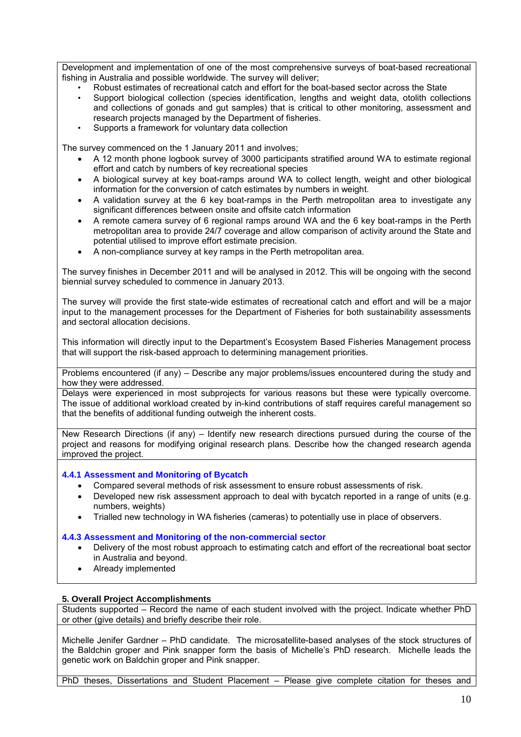Development and implementation of one of the most comprehensive surveys of boat-based recreational fishing in Australia and possible worldwide. The survey will deliver;

- Robust estimates of recreational catch and effort for the boat-based sector across the State
- Support biological collection (species identification, lengths and weight data, otolith collections and collections of gonads and gut samples) that is critical to other monitoring, assessment and research projects managed by the Department of fisheries.
- Supports a framework for voluntary data collection

The survey commenced on the 1 January 2011 and involves;

- A 12 month phone logbook survey of 3000 participants stratified around WA to estimate regional effort and catch by numbers of key recreational species
- A biological survey at key boat-ramps around WA to collect length, weight and other biological information for the conversion of catch estimates by numbers in weight.
- A validation survey at the 6 key boat-ramps in the Perth metropolitan area to investigate any significant differences between onsite and offsite catch information
- A remote camera survey of 6 regional ramps around WA and the 6 key boat-ramps in the Perth metropolitan area to provide 24/7 coverage and allow comparison of activity around the State and potential utilised to improve effort estimate precision.
- A non-compliance survey at key ramps in the Perth metropolitan area.

The survey finishes in December 2011 and will be analysed in 2012. This will be ongoing with the second biennial survey scheduled to commence in January 2013.

The survey will provide the first state-wide estimates of recreational catch and effort and will be a major input to the management processes for the Department of Fisheries for both sustainability assessments and sectoral allocation decisions.

This information will directly input to the Department's Ecosystem Based Fisheries Management process that will support the risk-based approach to determining management priorities.

Problems encountered (if any) – Describe any major problems/issues encountered during the study and how they were addressed.

Delays were experienced in most subprojects for various reasons but these were typically overcome. The issue of additional workload created by in-kind contributions of staff requires careful management so that the benefits of additional funding outweigh the inherent costs.

New Research Directions (if any) – Identify new research directions pursued during the course of the project and reasons for modifying original research plans. Describe how the changed research agenda improved the project.

**4.4.1 Assessment and Monitoring of Bycatch**

- Compared several methods of risk assessment to ensure robust assessments of risk.
- Developed new risk assessment approach to deal with bycatch reported in a range of units (e.g. numbers, weights)
- Trialled new technology in WA fisheries (cameras) to potentially use in place of observers.

**4.4.3 Assessment and Monitoring of the non-commercial sector**

- Delivery of the most robust approach to estimating catch and effort of the recreational boat sector in Australia and beyond.
- Already implemented

## 5. Overall Project Accomplishments

Students supported – Record the name of each student involved with the project. Indicate whether PhD or other (give details) and briefly describe their role.

Michelle Jenifer Gardner – PhD candidate. The microsatellite-based analyses of the stock structures of the Baldchin groper and Pink snapper form the basis of Michelle's PhD research. Michelle leads the genetic work on Baldchin groper and Pink snapper.

PhD theses, Dissertations and Student Placement – Please give complete citation for theses and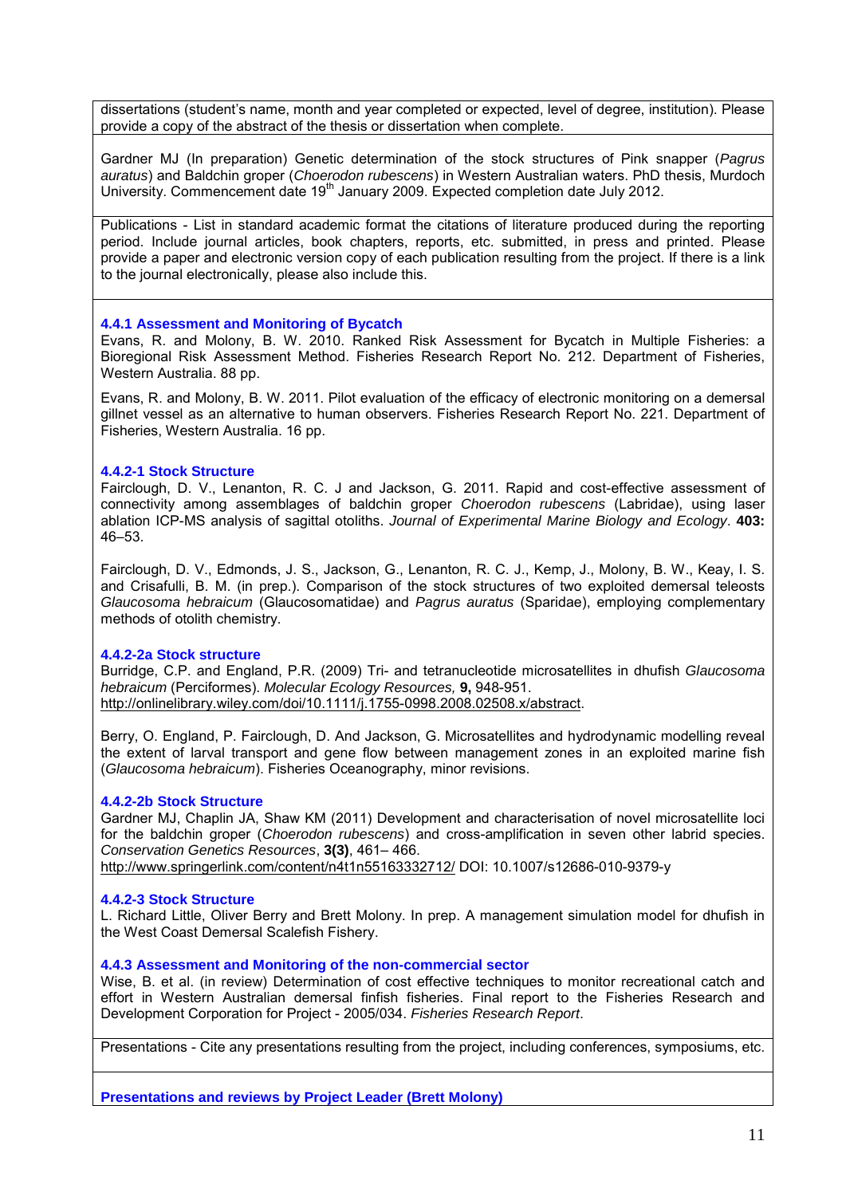dissertations (student's name, month and year completed or expected, level of degree, institution). Please provide a copy of the abstract of the thesis or dissertation when complete.

Gardner MJ (In preparation) Genetic determination of the stock structures of Pink snapper (*Pagrus auratus*) and Baldchin groper (*Choerodon rubescens*) in Western Australian waters. PhD thesis, Murdoch University. Commencement date 19th January 2009. Expected completion date July 2012.

Publications - List in standard academic format the citations of literature produced during the reporting period. Include journal articles, book chapters, reports, etc. submitted, in press and printed. Please provide a paper and electronic version copy of each publication resulting from the project. If there is a link to the journal electronically, please also include this.

**4.4.1 Assessment and Monitoring of Bycatch**

Evans, R. and Molony, B. W. 2010. Ranked Risk Assessment for Bycatch in Multiple Fisheries: a Bioregional Risk Assessment Method. Fisheries Research Report No. 212. Department of Fisheries, Western Australia. 88 pp.

Evans, R. and Molony, B. W. 2011. Pilot evaluation of the efficacy of electronic monitoring on a demersal gillnet vessel as an alternative to human observers. Fisheries Research Report No. 221. Department of Fisheries, Western Australia. 16 pp.

**4.4.2-1 Stock Structure**

Fairclough, D. V., Lenanton, R. C. J and Jackson, G. 2011. Rapid and cost-effective assessment of connectivity among assemblages of baldchin groper *Choerodon rubescens* (Labridae), using laser ablation ICP-MS analysis of sagittal otoliths. *Journal of Experimental Marine Biology and Ecology*. **403:** 46–53.

Fairclough, D. V., Edmonds, J. S., Jackson, G., Lenanton, R. C. J., Kemp, J., Molony, B. W., Keay, I. S. and Crisafulli, B. M. (in prep.). Comparison of the stock structures of two exploited demersal teleosts *Glaucosoma hebraicum* (Glaucosomatidae) and *Pagrus auratus* (Sparidae), employing complementary methods of otolith chemistry.

**4.4.2-2a Stock structure**

Burridge, C.P. and England, P.R. (2009) Tri- and tetranucleotide microsatellites in dhufish *Glaucosoma hebraicum* (Perciformes). *Molecular Ecology Resources,* **9,** 948-951. http://onlinelibrary.wiley.com/doi/10.1111/j.1755-0998.2008.02508.x/abstract.

Berry, O. England, P. Fairclough, D. And Jackson, G. Microsatellites and hydrodynamic modelling reveal the extent of larval transport and gene flow between management zones in an exploited marine fish (*Glaucosoma hebraicum*). Fisheries Oceanography, minor revisions.

**4.4.2-2b Stock Structure**

Gardner MJ, Chaplin JA, Shaw KM (2011) Development and characterisation of novel microsatellite loci for the baldchin groper (*Choerodon rubescens*) and cross-amplification in seven other labrid species. *Conservation Genetics Resources*, **3(3)**, 461– 466. http://www.springerlink.com/content/n4t1n55163332712/ DOI: 10.1007/s12686-010-9379-y

**4.4.2-3 Stock Structure**

L. Richard Little, Oliver Berry and Brett Molony. In prep. A management simulation model for dhufish in the West Coast Demersal Scalefish Fishery.

**4.4.3 Assessment and Monitoring of the non-commercial sector**

Wise, B. et al. (in review) Determination of cost effective techniques to monitor recreational catch and effort in Western Australian demersal finfish fisheries. Final report to the Fisheries Research and Development Corporation for Project - 2005/034. *Fisheries Research Report*.

Presentations - Cite any presentations resulting from the project, including conferences, symposiums, etc.

**Presentations and reviews by Project Leader (Brett Molony)**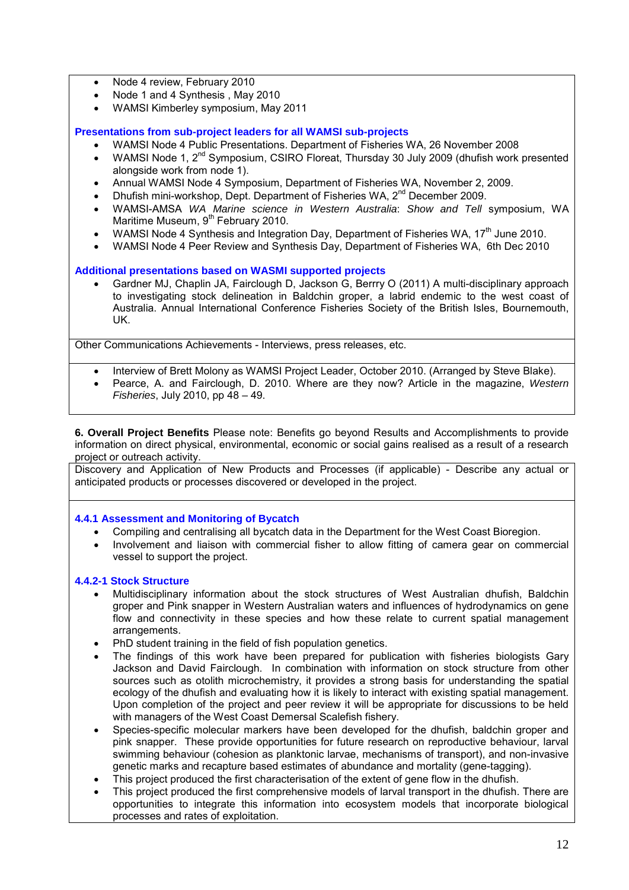- Node 4 review, February 2010
- Node 1 and 4 Synthesis , May 2010
- WAMSI Kimberley symposium, May 2011

**Presentations from sub-project leaders for all WAMSI sub-projects**

- WAMSI Node 4 Public Presentations. Department of Fisheries WA, 26 November 2008
- WAMSI Node 1, 2nd Symposium, CSIRO Floreat, Thursday 30 July 2009 (dhufish work presented alongside work from node 1).
- Annual WAMSI Node 4 Symposium, Department of Fisheries WA, November 2, 2009.
- Dhufish mini-workshop, Dept. Department of Fisheries WA, 2nd December 2009.
- WAMSI-AMSA *WA Marine science in Western Australia*: *Show and Tell* symposium, WA Maritime Museum, 9th February 2010.
- WAMSI Node 4 Synthesis and Integration Day, Department of Fisheries WA, 17th June 2010.
- WAMSI Node 4 Peer Review and Synthesis Day, Department of Fisheries WA, 6th Dec 2010

**Additional presentations based on WASMI supported projects**

- Gardner MJ, Chaplin JA, Fairclough D, Jackson G, Berrry O (2011) A multi-disciplinary approach to investigating stock delineation in Baldchin groper, a labrid endemic to the west coast of Australia. Annual International Conference Fisheries Society of the British Isles, Bournemouth, UK.

Other Communications Achievements - Interviews, press releases, etc.

- Interview of Brett Molony as WAMSI Project Leader, October 2010. (Arranged by Steve Blake).
- Pearce, A. and Fairclough, D. 2010. Where are they now? Article in the magazine, *Western Fisheries*, July 2010, pp 48 – 49.

**6. Overall Project Benefits** Please note: Benefits go beyond Results and Accomplishments to provide information on direct physical, environmental, economic or social gains realised as a result of a research project or outreach activity.

Discovery and Application of New Products and Processes (if applicable) - Describe any actual or anticipated products or processes discovered or developed in the project.

**4.4.1 Assessment and Monitoring of Bycatch**

- Compiling and centralising all bycatch data in the Department for the West Coast Bioregion.
- Involvement and liaison with commercial fisher to allow fitting of camera gear on commercial vessel to support the project.

**4.4.2-1 Stock Structure**

- Multidisciplinary information about the stock structures of West Australian dhufish, Baldchin groper and Pink snapper in Western Australian waters and influences of hydrodynamics on gene flow and connectivity in these species and how these relate to current spatial management arrangements.
- PhD student training in the field of fish population genetics.
- The findings of this work have been prepared for publication with fisheries biologists Gary Jackson and David Fairclough. In combination with information on stock structure from other sources such as otolith microchemistry, it provides a strong basis for understanding the spatial ecology of the dhufish and evaluating how it is likely to interact with existing spatial management. Upon completion of the project and peer review it will be appropriate for discussions to be held with managers of the West Coast Demersal Scalefish fishery.
- Species-specific molecular markers have been developed for the dhufish, baldchin groper and pink snapper. These provide opportunities for future research on reproductive behaviour, larval swimming behaviour (cohesion as planktonic larvae, mechanisms of transport), and non-invasive genetic marks and recapture based estimates of abundance and mortality (gene-tagging).
- This project produced the first characterisation of the extent of gene flow in the dhufish.
- This project produced the first comprehensive models of larval transport in the dhufish. There are opportunities to integrate this information into ecosystem models that incorporate biological processes and rates of exploitation.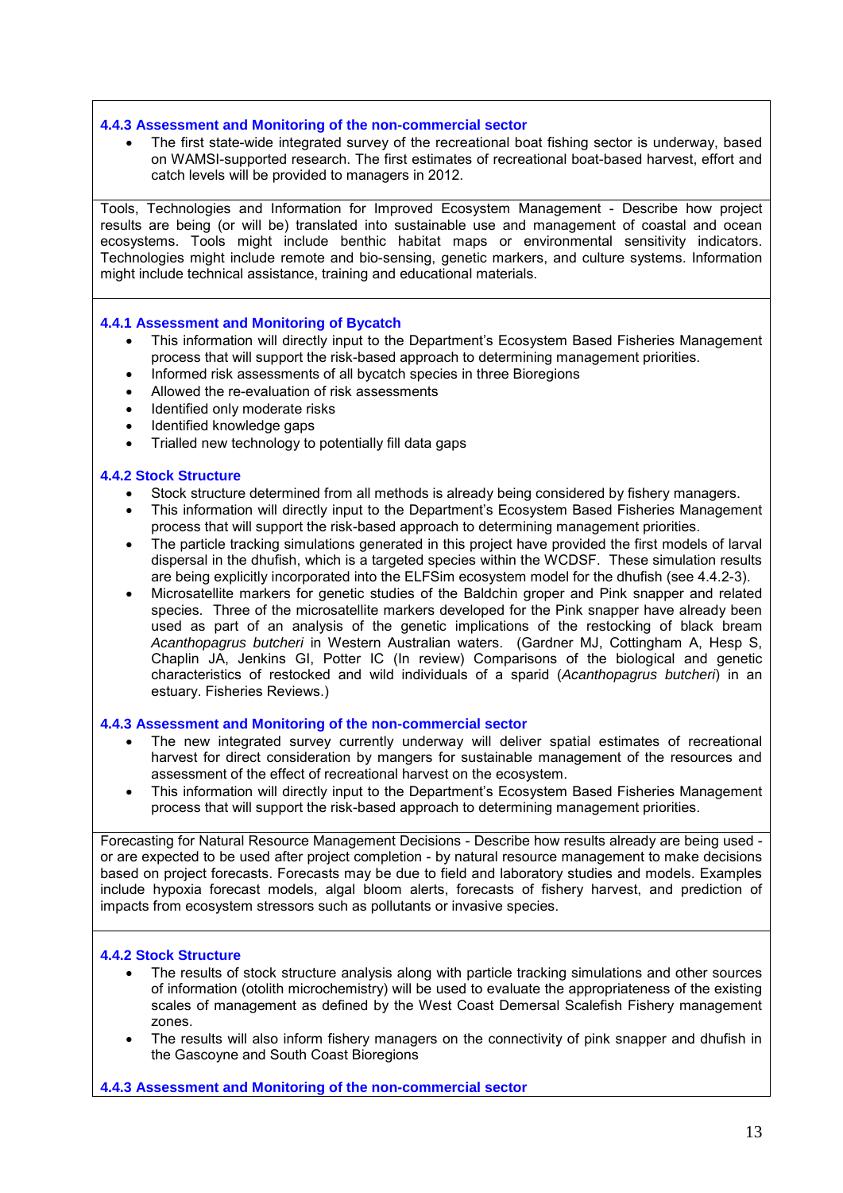#### 4.4.3 Assessment and Monitoring of the non-commercial sector

- The first state-wide integrated survey of the recreational boat fishing sector is underway, based on WAMSI-supported research. The first estimates of recreational boat-based harvest, effort and catch levels will be provided to managers in 2012.

Tools, Technologies and Information for Improved Ecosystem Management - Describe how project results are being (or will be) translated into sustainable use and management of coastal and ocean ecosystems. Tools might include benthic habitat maps or environmental sensitivity indicators. Technologies might include remote and bio-sensing, genetic markers, and culture systems. Information might include technical assistance, training and educational materials.

#### 4.4.1 Assessment and Monitoring of Bycatch

- This information will directly input to the Department's Ecosystem Based Fisheries Management process that will support the risk-based approach to determining management priorities.
- Informed risk assessments of all bycatch species in three Bioregions
- Allowed the re-evaluation of risk assessments
- Identified only moderate risks
- Identified knowledge gaps
- Trialled new technology to potentially fill data gaps

#### 4.4.2 Stock Structure

- Stock structure determined from all methods is already being considered by fishery managers.
- This information will directly input to the Department's Ecosystem Based Fisheries Management process that will support the risk-based approach to determining management priorities.
- The particle tracking simulations generated in this project have provided the first models of larval dispersal in the dhufish, which is a targeted species within the WCDSF. These simulation results are being explicitly incorporated into the ELFSim ecosystem model for the dhufish (see 4.4.2-3).
- Microsatellite markers for genetic studies of the Baldchin groper and Pink snapper and related species. Three of the microsatellite markers developed for the Pink snapper have already been used as part of an analysis of the genetic implications of the restocking of black bream *Acanthopagrus butcheri* in Western Australian waters. (Gardner MJ, Cottingham A, Hesp S, Chaplin JA, Jenkins GI, Potter IC (In review) Comparisons of the biological and genetic characteristics of restocked and wild individuals of a sparid (*Acanthopagrus butcheri*) in an estuary. Fisheries Reviews.)

#### 4.4.3 Assessment and Monitoring of the non-commercial sector

- The new integrated survey currently underway will deliver spatial estimates of recreational harvest for direct consideration by mangers for sustainable management of the resources and assessment of the effect of recreational harvest on the ecosystem.
- This information will directly input to the Department's Ecosystem Based Fisheries Management process that will support the risk-based approach to determining management priorities.

Forecasting for Natural Resource Management Decisions - Describe how results already are being used - or are expected to be used after project completion - by natural resource management to make decisions based on project forecasts. Forecasts may be due to field and laboratory studies and models. Examples include hypoxia forecast models, algal bloom alerts, forecasts of fishery harvest, and prediction of impacts from ecosystem stressors such as pollutants or invasive species.

#### 4.4.2 Stock Structure

- The results of stock structure analysis along with particle tracking simulations and other sources of information (otolith microchemistry) will be used to evaluate the appropriateness of the existing scales of management as defined by the West Coast Demersal Scalefish Fishery management zones.
- The results will also inform fishery managers on the connectivity of pink snapper and dhufish in the Gascoyne and South Coast Bioregions

#### 4.4.3 Assessment and Monitoring of the non-commercial sector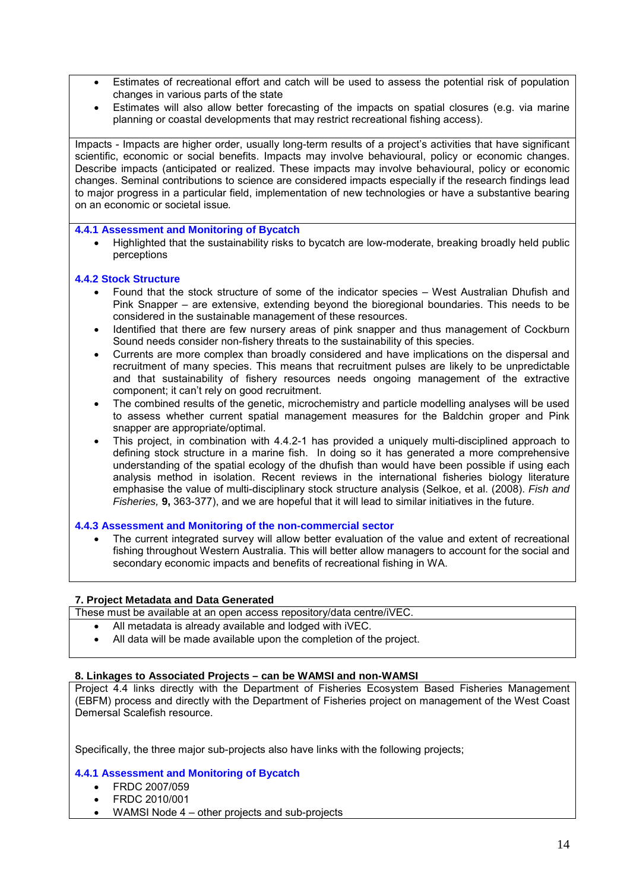- Estimates of recreational effort and catch will be used to assess the potential risk of population changes in various parts of the state
- Estimates will also allow better forecasting of the impacts on spatial closures (e.g. via marine planning or coastal developments that may restrict recreational fishing access).

Impacts - Impacts are higher order, usually long-term results of a project's activities that have significant scientific, economic or social benefits. Impacts may involve behavioural, policy or economic changes. Describe impacts (anticipated or realized. These impacts may involve behavioural, policy or economic changes. Seminal contributions to science are considered impacts especially if the research findings lead to major progress in a particular field, implementation of new technologies or have a substantive bearing on an economic or societal issue*.*

**4.4.1 Assessment and Monitoring of Bycatch**

- Highlighted that the sustainability risks to bycatch are low-moderate, breaking broadly held public perceptions

**4.4.2 Stock Structure**

- Found that the stock structure of some of the indicator species – West Australian Dhufish and Pink Snapper – are extensive, extending beyond the bioregional boundaries. This needs to be considered in the sustainable management of these resources.
- Identified that there are few nursery areas of pink snapper and thus management of Cockburn Sound needs consider non-fishery threats to the sustainability of this species.
- Currents are more complex than broadly considered and have implications on the dispersal and recruitment of many species. This means that recruitment pulses are likely to be unpredictable and that sustainability of fishery resources needs ongoing management of the extractive component; it can't rely on good recruitment.
- The combined results of the genetic, microchemistry and particle modelling analyses will be used to assess whether current spatial management measures for the Baldchin groper and Pink snapper are appropriate/optimal.
- This project, in combination with 4.4.2-1 has provided a uniquely multi-disciplined approach to defining stock structure in a marine fish. In doing so it has generated a more comprehensive understanding of the spatial ecology of the dhufish than would have been possible if using each analysis method in isolation. Recent reviews in the international fisheries biology literature emphasise the value of multi-disciplinary stock structure analysis (Selkoe, et al. (2008). *Fish and Fisheries,* **9,** 363-377), and we are hopeful that it will lead to similar initiatives in the future.

**4.4.3 Assessment and Monitoring of the non-commercial sector**

- The current integrated survey will allow better evaluation of the value and extent of recreational fishing throughout Western Australia. This will better allow managers to account for the social and secondary economic impacts and benefits of recreational fishing in WA.

**7. Project Metadata and Data Generated**

These must be available at an open access repository/data centre/iVEC.

- All metadata is already available and lodged with iVEC.
- All data will be made available upon the completion of the project.

**8. Linkages to Associated Projects – can be WAMSI and non-WAMSI**

Project 4.4 links directly with the Department of Fisheries Ecosystem Based Fisheries Management (EBFM) process and directly with the Department of Fisheries project on management of the West Coast Demersal Scalefish resource.

Specifically, the three major sub-projects also have links with the following projects;

**4.4.1 Assessment and Monitoring of Bycatch**

- FRDC 2007/059
- FRDC 2010/001
- WAMSI Node 4 – other projects and sub-projects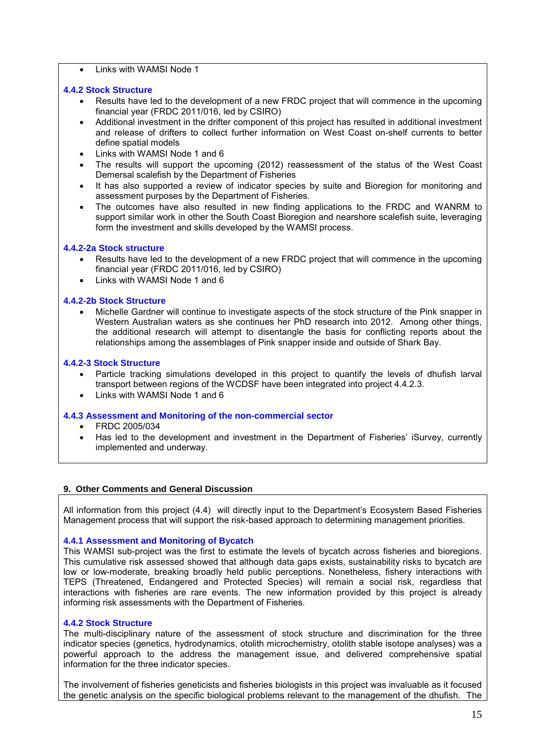- Links with WAMSI Node 1

### 4.4.2 Stock Structure

- Results have led to the development of a new FRDC project that will commence in the upcoming financial year (FRDC 2011/016, led by CSIRO)
- Additional investment in the drifter component of this project has resulted in additional investment and release of drifters to collect further information on West Coast on-shelf currents to better define spatial models
- Links with WAMSI Node 1 and 6
- The results will support the upcoming (2012) reassessment of the status of the West Coast Demersal scalefish by the Department of Fisheries
- It has also supported a review of indicator species by suite and Bioregion for monitoring and assessment purposes by the Department of Fisheries.
- The outcomes have also resulted in new finding applications to the FRDC and WANRM to support similar work in other the South Coast Bioregion and nearshore scalefish suite, leveraging form the investment and skills developed by the WAMSI process.

### 4.4.2-2a Stock structure

- Results have led to the development of a new FRDC project that will commence in the upcoming financial year (FRDC 2011/016, led by CSIRO)
- Links with WAMSI Node 1 and 6

### 4.4.2-2b Stock Structure

- Michelle Gardner will continue to investigate aspects of the stock structure of the Pink snapper in Western Australian waters as she continues her PhD research into 2012. Among other things, the additional research will attempt to disentangle the basis for conflicting reports about the relationships among the assemblages of Pink snapper inside and outside of Shark Bay.

### 4.4.2-3 Stock Structure

- Particle tracking simulations developed in this project to quantify the levels of dhufish larval transport between regions of the WCDSF have been integrated into project 4.4.2.3.
- Links with WAMSI Node 1 and 6

### 4.4.3 Assessment and Monitoring of the non-commercial sector

- FRDC 2005/034
- Has led to the development and investment in the Department of Fisheries' iSurvey, currently implemented and underway.

## 9. Other Comments and General Discussion

All information from this project (4.4) will directly input to the Department's Ecosystem Based Fisheries Management process that will support the risk-based approach to determining management priorities.

### 4.4.1 Assessment and Monitoring of Bycatch

This WAMSI sub-project was the first to estimate the levels of bycatch across fisheries and bioregions. This cumulative risk assessed showed that although data gaps exists, sustainability risks to bycatch are low or low-moderate, breaking broadly held public perceptions. Nonetheless, fishery interactions with TEPS (Threatened, Endangered and Protected Species) will remain a social risk, regardless that interactions with fisheries are rare events. The new information provided by this project is already informing risk assessments with the Department of Fisheries.

### 4.4.2 Stock Structure

The multi-disciplinary nature of the assessment of stock structure and discrimination for the three indicator species (genetics, hydrodynamics, otolith microchemistry, otolith stable isotope analyses) was a powerful approach to the address the management issue, and delivered comprehensive spatial information for the three indicator species.

The involvement of fisheries geneticists and fisheries biologists in this project was invaluable as it focused the genetic analysis on the specific biological problems relevant to the management of the dhufish. The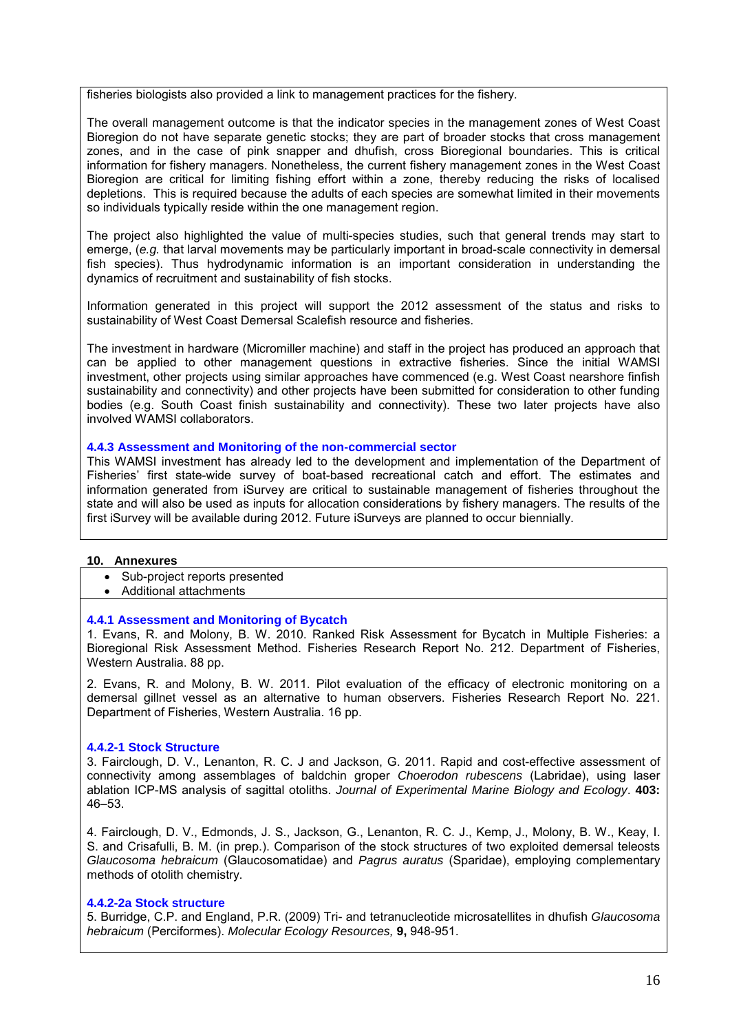fisheries biologists also provided a link to management practices for the fishery.

The overall management outcome is that the indicator species in the management zones of West Coast Bioregion do not have separate genetic stocks; they are part of broader stocks that cross management zones, and in the case of pink snapper and dhufish, cross Bioregional boundaries. This is critical information for fishery managers. Nonetheless, the current fishery management zones in the West Coast Bioregion are critical for limiting fishing effort within a zone, thereby reducing the risks of localised depletions. This is required because the adults of each species are somewhat limited in their movements so individuals typically reside within the one management region.

The project also highlighted the value of multi-species studies, such that general trends may start to emerge, (*e.g.* that larval movements may be particularly important in broad-scale connectivity in demersal fish species). Thus hydrodynamic information is an important consideration in understanding the dynamics of recruitment and sustainability of fish stocks.

Information generated in this project will support the 2012 assessment of the status and risks to sustainability of West Coast Demersal Scalefish resource and fisheries.

The investment in hardware (Micromiller machine) and staff in the project has produced an approach that can be applied to other management questions in extractive fisheries. Since the initial WAMSI investment, other projects using similar approaches have commenced (e.g. West Coast nearshore finfish sustainability and connectivity) and other projects have been submitted for consideration to other funding bodies (e.g. South Coast finish sustainability and connectivity). These two later projects have also involved WAMSI collaborators.

### 4.4.3 Assessment and Monitoring of the non-commercial sector

This WAMSI investment has already led to the development and implementation of the Department of Fisheries' first state-wide survey of boat-based recreational catch and effort. The estimates and information generated from iSurvey are critical to sustainable management of fisheries throughout the state and will also be used as inputs for allocation considerations by fishery managers. The results of the first iSurvey will be available during 2012. Future iSurveys are planned to occur biennially.

## 10. Annexures

- Sub-project reports presented
- Additional attachments

### 4.4.1 Assessment and Monitoring of Bycatch

1. Evans, R. and Molony, B. W. 2010. Ranked Risk Assessment for Bycatch in Multiple Fisheries: a Bioregional Risk Assessment Method. Fisheries Research Report No. 212. Department of Fisheries, Western Australia. 88 pp.

2. Evans, R. and Molony, B. W. 2011. Pilot evaluation of the efficacy of electronic monitoring on a demersal gillnet vessel as an alternative to human observers. Fisheries Research Report No. 221. Department of Fisheries, Western Australia. 16 pp.

### 4.4.2-1 Stock Structure

3. Fairclough, D. V., Lenanton, R. C. J and Jackson, G. 2011. Rapid and cost-effective assessment of connectivity among assemblages of baldchin groper *Choerodon rubescens* (Labridae), using laser ablation ICP-MS analysis of sagittal otoliths. *Journal of Experimental Marine Biology and Ecology*. **403:** 46–53.

4. Fairclough, D. V., Edmonds, J. S., Jackson, G., Lenanton, R. C. J., Kemp, J., Molony, B. W., Keay, I. S. and Crisafulli, B. M. (in prep.). Comparison of the stock structures of two exploited demersal teleosts *Glaucosoma hebraicum* (Glaucosomatidae) and *Pagrus auratus* (Sparidae), employing complementary methods of otolith chemistry.

### 4.4.2-2a Stock structure

5. Burridge, C.P. and England, P.R. (2009) Tri- and tetranucleotide microsatellites in dhufish *Glaucosoma hebraicum* (Perciformes). *Molecular Ecology Resources,* **9,** 948-951.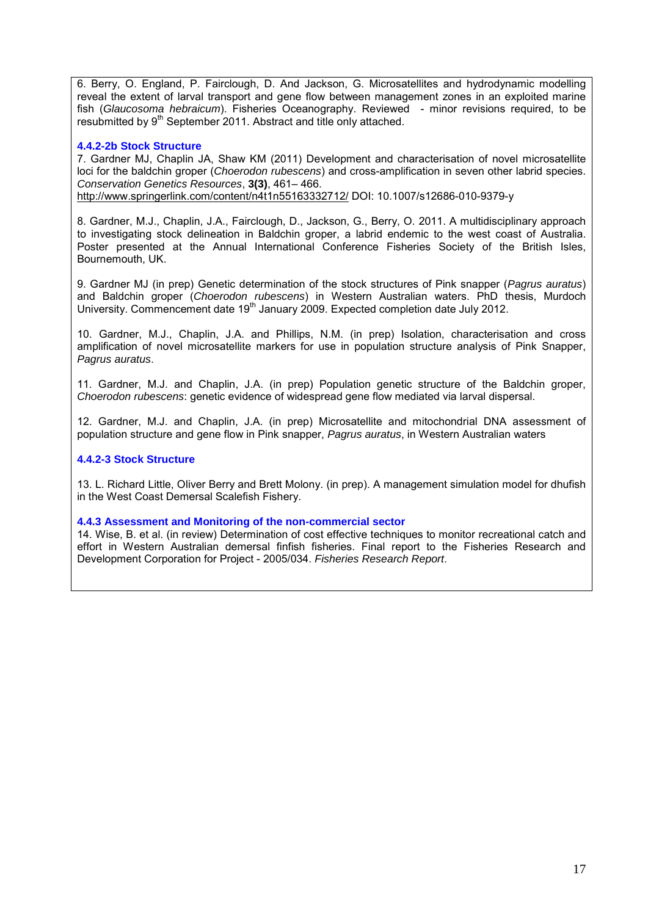6. Berry, O. England, P. Fairclough, D. And Jackson, G. Microsatellites and hydrodynamic modelling reveal the extent of larval transport and gene flow between management zones in an exploited marine fish (*Glaucosoma hebraicum*). Fisheries Oceanography. Reviewed - minor revisions required, to be resubmitted by 9th September 2011. Abstract and title only attached.

### 4.4.2-2b Stock Structure

7. Gardner MJ, Chaplin JA, Shaw KM (2011) Development and characterisation of novel microsatellite loci for the baldchin groper (*Choerodon rubescens*) and cross-amplification in seven other labrid species. *Conservation Genetics Resources*, **3(3)**, 461– 466. http://www.springerlink.com/content/n4t1n55163332712/ DOI: 10.1007/s12686-010-9379-y

8. Gardner, M.J., Chaplin, J.A., Fairclough, D., Jackson, G., Berry, O. 2011. A multidisciplinary approach to investigating stock delineation in Baldchin groper, a labrid endemic to the west coast of Australia. Poster presented at the Annual International Conference Fisheries Society of the British Isles, Bournemouth, UK.

9. Gardner MJ (in prep) Genetic determination of the stock structures of Pink snapper (*Pagrus auratus*) and Baldchin groper (*Choerodon rubescens*) in Western Australian waters. PhD thesis, Murdoch University. Commencement date 19th January 2009. Expected completion date July 2012.

10. Gardner, M.J., Chaplin, J.A. and Phillips, N.M. (in prep) Isolation, characterisation and cross amplification of novel microsatellite markers for use in population structure analysis of Pink Snapper, *Pagrus auratus*.

11. Gardner, M.J. and Chaplin, J.A. (in prep) Population genetic structure of the Baldchin groper, *Choerodon rubescens*: genetic evidence of widespread gene flow mediated via larval dispersal.

12. Gardner, M.J. and Chaplin, J.A. (in prep) Microsatellite and mitochondrial DNA assessment of population structure and gene flow in Pink snapper, *Pagrus auratus*, in Western Australian waters

### 4.4.2-3 Stock Structure

13. L. Richard Little, Oliver Berry and Brett Molony. (in prep). A management simulation model for dhufish in the West Coast Demersal Scalefish Fishery.

### 4.4.3 Assessment and Monitoring of the non-commercial sector

14. Wise, B. et al. (in review) Determination of cost effective techniques to monitor recreational catch and effort in Western Australian demersal finfish fisheries. Final report to the Fisheries Research and Development Corporation for Project - 2005/034. *Fisheries Research Report*.